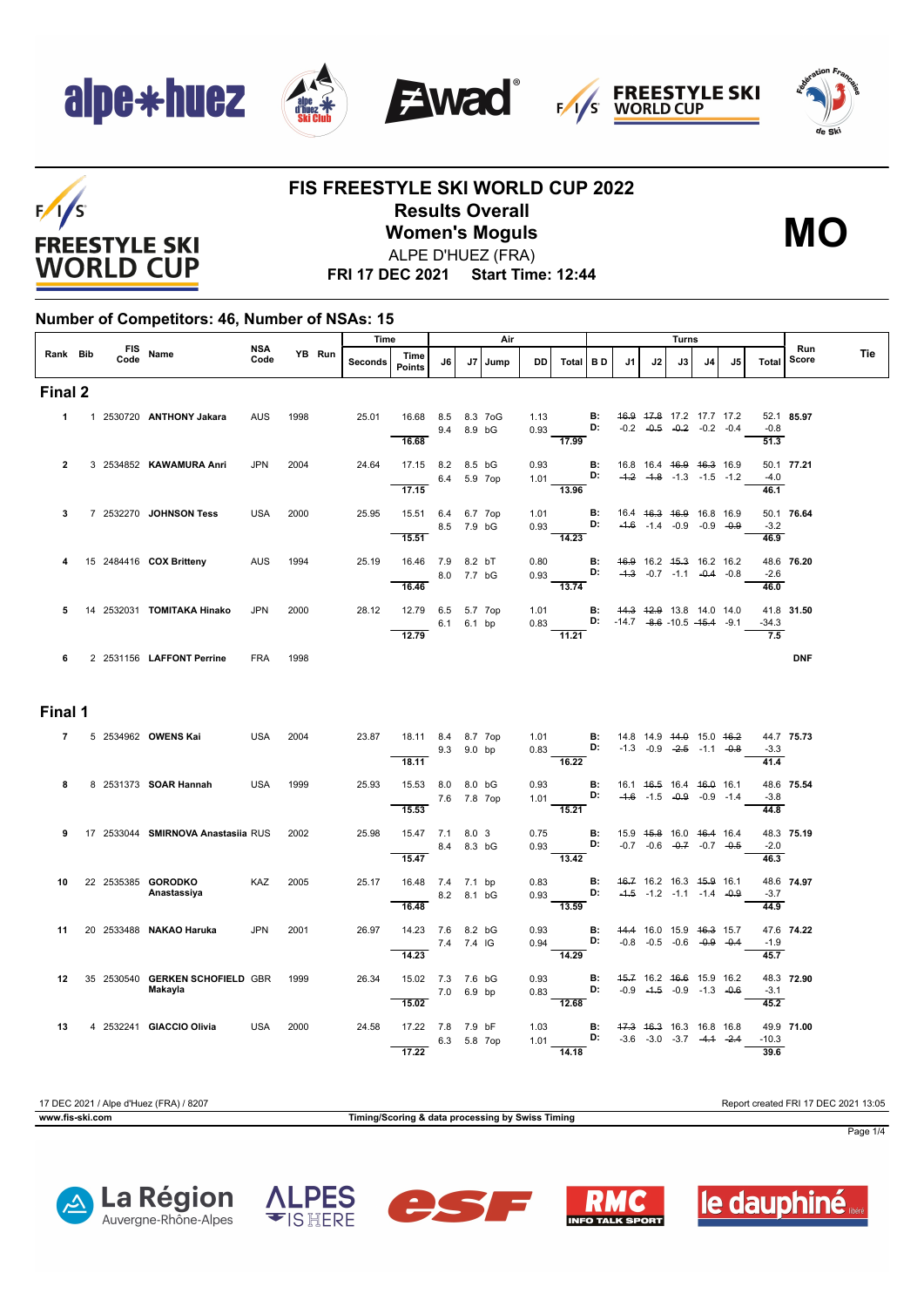# FIS FREESTYLE SKI WORLD CUP 2022

## Results Overall

## Women's Moguls

**MO**

ALPE D'HUEZ (FRA)

**FRI 17 DEC 2021 Start Time: 12:44**

### Number of Competitors: 46, Number of NSAs: 15

| Rank | Bib | FIS Code | Name | NSA Code | YB | Run | Time Seconds | Time Points | J6 | J7 | Jump | DD | Air Total | B D | J1 | J2 | J3 | J4 | J5 | Turns Total | Run Score | Tie |
|---|---|---|---|---|---|---|---|---|---|---|---|---|---|---|---|---|---|---|---|---|---|---|
| **Final 2** | | | | | | | | | | | | | | | | | | | | | | |
| 1 | 1 | 2530720 | **ANTHONY Jakara** | AUS | 1998 | | 25.01 | 16.68 | 8.5 | 8.3 | 7oG | 1.13 | | B: | ~~16.9~~ | ~~17.8~~ | 17.2 | 17.7 | 17.2 | 52.1 | **85.97** | |
| | | | | | | | | | 9.4 | 8.9 | bG | 0.93 | | D: | -0.2 | ~~-0.5~~ | ~~-0.2~~ | -0.2 | -0.4 | -0.8 | | |
| | | | | | | | | 16.68 | | | | | 17.99 | | | | | | | 51.3 | | |
| 2 | 3 | 2534852 | **KAWAMURA Anri** | JPN | 2004 | | 24.64 | 17.15 | 8.2 | 8.5 | bG | 0.93 | | B: | 16.8 | 16.4 | ~~16.9~~ | ~~16.3~~ | 16.9 | 50.1 | **77.21** | |
| | | | | | | | | | 6.4 | 5.9 | 7op | 1.01 | | D: | ~~-1.2~~ | ~~-1.8~~ | -1.3 | -1.5 | -1.2 | -4.0 | | |
| | | | | | | | | 17.15 | | | | | 13.96 | | | | | | | 46.1 | | |
| 3 | 7 | 2532270 | **JOHNSON Tess** | USA | 2000 | | 25.95 | 15.51 | 6.4 | 6.7 | 7op | 1.01 | | B: | 16.4 | ~~16.3~~ | ~~16.9~~ | 16.8 | 16.9 | 50.1 | **76.64** | |
| | | | | | | | | | 8.5 | 7.9 | bG | 0.93 | | D: | ~~-1.6~~ | -1.4 | -0.9 | -0.9 | ~~-0.9~~ | -3.2 | | |
| | | | | | | | | 15.51 | | | | | 14.23 | | | | | | | 46.9 | | |
| 4 | 15 | 2484416 | **COX Britteny** | AUS | 1994 | | 25.19 | 16.46 | 7.9 | 8.2 | bT | 0.80 | | B: | ~~16.9~~ | 16.2 | ~~15.3~~ | 16.2 | 16.2 | 48.6 | **76.20** | |
| | | | | | | | | | 8.0 | 7.7 | bG | 0.93 | | D: | ~~-1.3~~ | -0.7 | -1.1 | ~~-0.4~~ | -0.8 | -2.6 | | |
| | | | | | | | | 16.46 | | | | | 13.74 | | | | | | | 46.0 | | |
| 5 | 14 | 2532031 | **TOMITAKA Hinako** | JPN | 2000 | | 28.12 | 12.79 | 6.5 | 5.7 | 7op | 1.01 | | B: | ~~14.3~~ | ~~12.9~~ | 13.8 | 14.0 | 14.0 | 41.8 | **31.50** | |
| | | | | | | | | | 6.1 | 6.1 | bp | 0.83 | | D: | -14.7 | ~~-8.6~~ | -10.5 | ~~-15.4~~ | -9.1 | -34.3 | | |
| | | | | | | | | 12.79 | | | | | 11.21 | | | | | | | 7.5 | | |
| 6 | 2 | 2531156 | **LAFFONT Perrine** | FRA | 1998 | | | | | | | | | | | | | | | | **DNF** | |
| **Final 1** | | | | | | | | | | | | | | | | | | | | | | |
| 7 | 5 | 2534962 | **OWENS Kai** | USA | 2004 | | 23.87 | 18.11 | 8.4 | 8.7 | 7op | 1.01 | | B: | 14.8 | 14.9 | ~~14.0~~ | 15.0 | ~~16.2~~ | 44.7 | **75.73** | |
| | | | | | | | | | 9.3 | 9.0 | bp | 0.83 | | D: | -1.3 | -0.9 | ~~-2.5~~ | -1.1 | ~~-0.8~~ | -3.3 | | |
| | | | | | | | | 18.11 | | | | | 16.22 | | | | | | | 41.4 | | |
| 8 | 8 | 2531373 | **SOAR Hannah** | USA | 1999 | | 25.93 | 15.53 | 8.0 | 8.0 | bG | 0.93 | | B: | 16.1 | ~~16.5~~ | 16.4 | ~~16.0~~ | 16.1 | 48.6 | **75.54** | |
| | | | | | | | | | 7.6 | 7.8 | 7op | 1.01 | | D: | ~~-1.6~~ | -1.5 | ~~-0.9~~ | -0.9 | -1.4 | -3.8 | | |
| | | | | | | | | 15.53 | | | | | 15.21 | | | | | | | 44.8 | | |
| 9 | 17 | 2533044 | **SMIRNOVA Anastasiia** | RUS | 2002 | | 25.98 | 15.47 | 7.1 | 8.0 | 3 | 0.75 | | B: | 15.9 | ~~15.8~~ | 16.0 | ~~16.4~~ | 16.4 | 48.3 | **75.19** | |
| | | | | | | | | | 8.4 | 8.3 | bG | 0.93 | | D: | -0.7 | -0.6 | ~~-0.7~~ | -0.7 | ~~-0.5~~ | -2.0 | | |
| | | | | | | | | 15.47 | | | | | 13.42 | | | | | | | 46.3 | | |
| 10 | 22 | 2535385 | **GORODKO Anastassiya** | KAZ | 2005 | | 25.17 | 16.48 | 7.4 | 7.1 | bp | 0.83 | | B: | ~~16.7~~ | 16.2 | 16.3 | ~~15.9~~ | 16.1 | 48.6 | **74.97** | |
| | | | | | | | | | 8.2 | 8.1 | bG | 0.93 | | D: | ~~-1.5~~ | -1.2 | -1.1 | -1.4 | ~~-0.9~~ | -3.7 | | |
| | | | | | | | | 16.48 | | | | | 13.59 | | | | | | | 44.9 | | |
| 11 | 20 | 2533488 | **NAKAO Haruka** | JPN | 2001 | | 26.97 | 14.23 | 7.6 | 8.2 | bG | 0.93 | | B: | ~~14.4~~ | 16.0 | 15.9 | ~~16.3~~ | 15.7 | 47.6 | **74.22** | |
| | | | | | | | | | 7.4 | 7.4 | lG | 0.94 | | D: | -0.8 | -0.5 | -0.6 | ~~-0.9~~ | ~~-0.4~~ | -1.9 | | |
| | | | | | | | | 14.23 | | | | | 14.29 | | | | | | | 45.7 | | |
| 12 | 35 | 2530540 | **GERKEN SCHOFIELD Makayla** | GBR | 1999 | | 26.34 | 15.02 | 7.3 | 7.6 | bG | 0.93 | | B: | ~~15.7~~ | 16.2 | ~~16.6~~ | 15.9 | 16.2 | 48.3 | **72.90** | |
| | | | | | | | | | 7.0 | 6.9 | bp | 0.83 | | D: | -0.9 | ~~-1.5~~ | -0.9 | -1.3 | ~~-0.6~~ | -3.1 | | |
| | | | | | | | | 15.02 | | | | | 12.68 | | | | | | | 45.2 | | |
| 13 | 4 | 2532241 | **GIACCIO Olivia** | USA | 2000 | | 24.58 | 17.22 | 7.8 | 7.9 | bF | 1.03 | | B: | ~~17.3~~ | ~~16.3~~ | 16.3 | 16.8 | 16.8 | 49.9 | **71.00** | |
| | | | | | | | | | 6.3 | 5.8 | 7op | 1.01 | | D: | -3.6 | -3.0 | -3.7 | ~~-4.1~~ | ~~-2.4~~ | -10.3 | | |
| | | | | | | | | 17.22 | | | | | 14.18 | | | | | | | 39.6 | | |

17 DEC 2021 / Alpe d'Huez (FRA) / 8207 — Report created FRI 17 DEC 2021 13:05

www.fis-ski.com — Timing/Scoring & data processing by Swiss Timing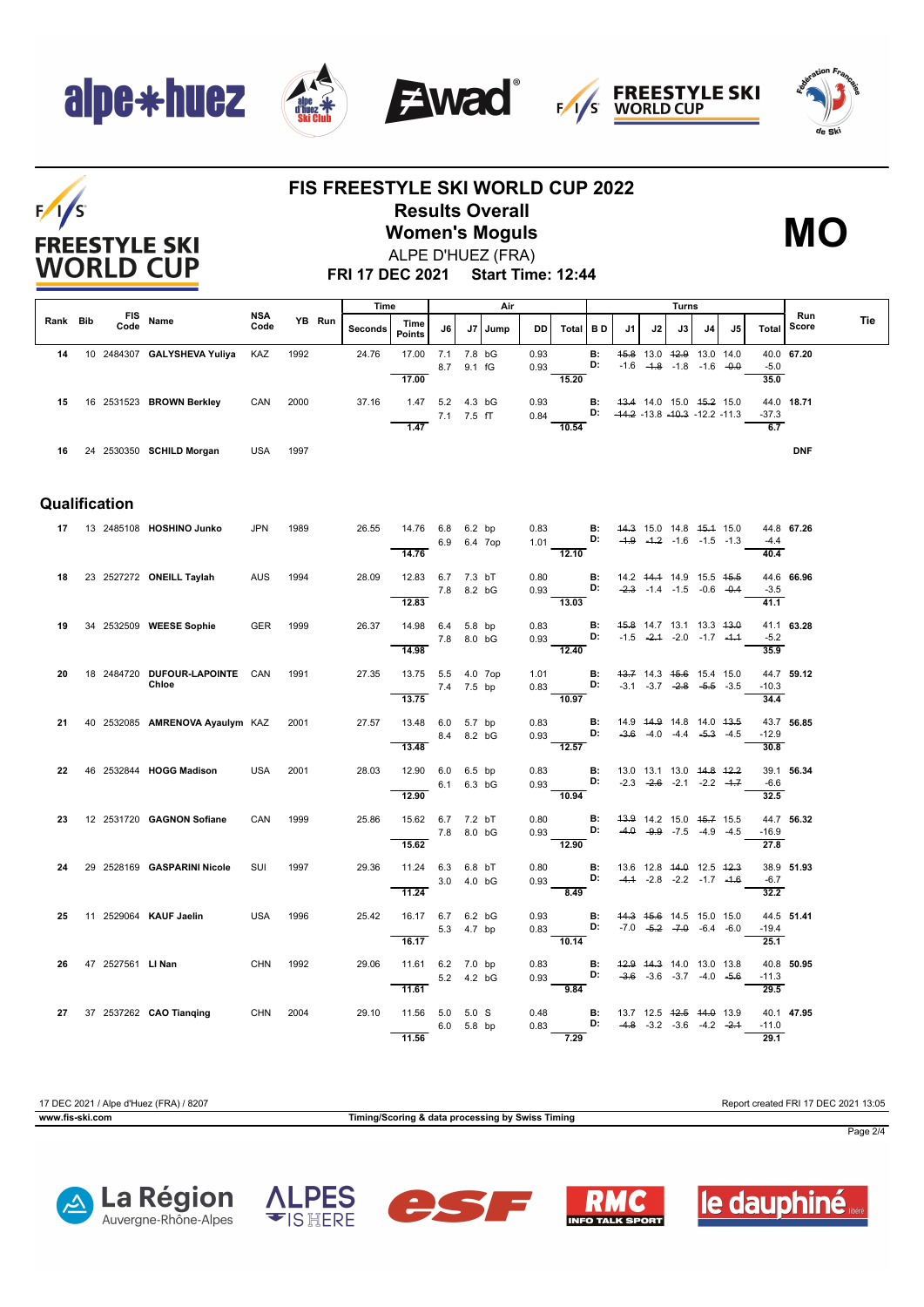# FIS FREESTYLE SKI WORLD CUP 2022

## Results Overall

## Women's Moguls

**MO**

ALPE D'HUEZ (FRA)

**FRI 17 DEC 2021 Start Time: 12:44**

| Rank | Bib | FIS Code | Name | NSA Code | YB | Run | Time Seconds | Time Points | Air J6 | Air J7 | Jump | DD | Air Total | B D | J1 | J2 | J3 | J4 | J5 | Turns Total | Run Score | Tie |
|---|---|---|---|---|---|---|---|---|---|---|---|---|---|---|---|---|---|---|---|---|---|---|
| 14 | 10 | 2484307 | **GALYSHEVA Yuliya** | KAZ | 1992 | | 24.76 | 17.00 | 7.1 | 7.8 | bG | 0.93 | | B: | ~~15.8~~ | 13.0 | ~~12.9~~ | 13.0 | 14.0 | 40.0 | **67.20** | |
| | | | | | | | | | 8.7 | 9.1 | fG | 0.93 | | D: | -1.6 | ~~-1.8~~ | -1.8 | -1.6 | ~~-0.0~~ | -5.0 | | |
| | | | | | | | | 17.00 | | | | | 15.20 | | | | | | | 35.0 | | |
| 15 | 16 | 2531523 | **BROWN Berkley** | CAN | 2000 | | 37.16 | 1.47 | 5.2 | 4.3 | bG | 0.93 | | B: | ~~13.4~~ | 14.0 | 15.0 | ~~15.2~~ | 15.0 | 44.0 | **18.71** | |
| | | | | | | | | | 7.1 | 7.5 | fT | 0.84 | | D: | ~~-14.2~~ | -13.8 | ~~-10.3~~ | -12.2 | -11.3 | -37.3 | | |
| | | | | | | | | 1.47 | | | | | 10.54 | | | | | | | 6.7 | | |
| 16 | 24 | 2530350 | **SCHILD Morgan** | USA | 1997 | | | | | | | | | | | | | | | | **DNF** | |

## Qualification

| Rank | Bib | FIS Code | Name | NSA Code | YB | Run | Time Seconds | Time Points | Air J6 | Air J7 | Jump | DD | Air Total | B D | J1 | J2 | J3 | J4 | J5 | Turns Total | Run Score | Tie |
|---|---|---|---|---|---|---|---|---|---|---|---|---|---|---|---|---|---|---|---|---|---|---|
| 17 | 13 | 2485108 | **HOSHINO Junko** | JPN | 1989 | | 26.55 | 14.76 | 6.8 | 6.2 | bp | 0.83 | | B: | ~~14.3~~ | 15.0 | 14.8 | ~~15.1~~ | 15.0 | 44.8 | **67.26** | |
| | | | | | | | | | 6.9 | 6.4 | 7op | 1.01 | | D: | ~~-1.9~~ | ~~-1.2~~ | -1.6 | -1.5 | -1.3 | -4.4 | | |
| | | | | | | | | 14.76 | | | | | 12.10 | | | | | | | 40.4 | | |
| 18 | 23 | 2527272 | **ONEILL Taylah** | AUS | 1994 | | 28.09 | 12.83 | 6.7 | 7.3 | bT | 0.80 | | B: | 14.2 | ~~14.1~~ | 14.9 | 15.5 | ~~15.5~~ | 44.6 | **66.96** | |
| | | | | | | | | | 7.8 | 8.2 | bG | 0.93 | | D: | ~~-2.3~~ | -1.4 | -1.5 | -0.6 | ~~-0.4~~ | -3.5 | | |
| | | | | | | | | 12.83 | | | | | 13.03 | | | | | | | 41.1 | | |
| 19 | 34 | 2532509 | **WEESE Sophie** | GER | 1999 | | 26.37 | 14.98 | 6.4 | 5.8 | bp | 0.83 | | B: | ~~15.8~~ | 14.7 | 13.1 | 13.3 | ~~13.0~~ | 41.1 | **63.28** | |
| | | | | | | | | | 7.8 | 8.0 | bG | 0.93 | | D: | -1.5 | ~~-2.1~~ | -2.0 | -1.7 | ~~-1.1~~ | -5.2 | | |
| | | | | | | | | 14.98 | | | | | 12.40 | | | | | | | 35.9 | | |
| 20 | 18 | 2484720 | **DUFOUR-LAPOINTE Chloe** | CAN | 1991 | | 27.35 | 13.75 | 5.5 | 4.0 | 7op | 1.01 | | B: | ~~13.7~~ | 14.3 | ~~15.6~~ | 15.4 | 15.0 | 44.7 | **59.12** | |
| | | | | | | | | | 7.4 | 7.5 | bp | 0.83 | | D: | -3.1 | -3.7 | ~~-2.8~~ | ~~-5.5~~ | -3.5 | -10.3 | | |
| | | | | | | | | 13.75 | | | | | 10.97 | | | | | | | 34.4 | | |
| 21 | 40 | 2532085 | **AMRENOVA Ayaulym** | KAZ | 2001 | | 27.57 | 13.48 | 6.0 | 5.7 | bp | 0.83 | | B: | 14.9 | ~~14.9~~ | 14.8 | 14.0 | ~~13.5~~ | 43.7 | **56.85** | |
| | | | | | | | | | 8.4 | 8.2 | bG | 0.93 | | D: | ~~-3.6~~ | -4.0 | -4.4 | ~~-5.3~~ | -4.5 | -12.9 | | |
| | | | | | | | | 13.48 | | | | | 12.57 | | | | | | | 30.8 | | |
| 22 | 46 | 2532844 | **HOGG Madison** | USA | 2001 | | 28.03 | 12.90 | 6.0 | 6.5 | bp | 0.83 | | B: | 13.0 | 13.1 | 13.0 | ~~14.8~~ | ~~12.2~~ | 39.1 | **56.34** | |
| | | | | | | | | | 6.1 | 6.3 | bG | 0.93 | | D: | -2.3 | ~~-2.6~~ | -2.1 | -2.2 | ~~-1.7~~ | -6.6 | | |
| | | | | | | | | 12.90 | | | | | 10.94 | | | | | | | 32.5 | | |
| 23 | 12 | 2531720 | **GAGNON Sofiane** | CAN | 1999 | | 25.86 | 15.62 | 6.7 | 7.2 | bT | 0.80 | | B: | ~~13.9~~ | 14.2 | 15.0 | ~~15.7~~ | 15.5 | 44.7 | **56.32** | |
| | | | | | | | | | 7.8 | 8.0 | bG | 0.93 | | D: | ~~-4.0~~ | ~~-9.9~~ | -7.5 | -4.9 | -4.5 | -16.9 | | |
| | | | | | | | | 15.62 | | | | | 12.90 | | | | | | | 27.8 | | |
| 24 | 29 | 2528169 | **GASPARINI Nicole** | SUI | 1997 | | 29.36 | 11.24 | 6.3 | 6.8 | bT | 0.80 | | B: | 13.6 | 12.8 | ~~14.0~~ | 12.5 | ~~12.3~~ | 38.9 | **51.93** | |
| | | | | | | | | | 3.0 | 4.0 | bG | 0.93 | | D: | ~~-4.1~~ | -2.8 | -2.2 | -1.7 | ~~-1.6~~ | -6.7 | | |
| | | | | | | | | 11.24 | | | | | 8.49 | | | | | | | 32.2 | | |
| 25 | 11 | 2529064 | **KAUF Jaelin** | USA | 1996 | | 25.42 | 16.17 | 6.7 | 6.2 | bG | 0.93 | | B: | ~~14.3~~ | ~~15.6~~ | 14.5 | 15.0 | 15.0 | 44.5 | **51.41** | |
| | | | | | | | | | 5.3 | 4.7 | bp | 0.83 | | D: | -7.0 | ~~-5.2~~ | ~~-7.0~~ | -6.4 | -6.0 | -19.4 | | |
| | | | | | | | | 16.17 | | | | | 10.14 | | | | | | | 25.1 | | |
| 26 | 47 | 2527561 | **LI Nan** | CHN | 1992 | | 29.06 | 11.61 | 6.2 | 7.0 | bp | 0.83 | | B: | ~~12.9~~ | ~~14.3~~ | 14.0 | 13.0 | 13.8 | 40.8 | **50.95** | |
| | | | | | | | | | 5.2 | 4.2 | bG | 0.93 | | D: | ~~-3.6~~ | -3.6 | -3.7 | -4.0 | ~~-5.6~~ | -11.3 | | |
| | | | | | | | | 11.61 | | | | | 9.84 | | | | | | | 29.5 | | |
| 27 | 37 | 2537262 | **CAO Tianqing** | CHN | 2004 | | 29.10 | 11.56 | 5.0 | 5.0 | S | 0.48 | | B: | 13.7 | 12.5 | ~~12.5~~ | ~~14.0~~ | 13.9 | 40.1 | **47.95** | |
| | | | | | | | | | 6.0 | 5.8 | bp | 0.83 | | D: | ~~-4.8~~ | -3.2 | -3.6 | -4.2 | ~~-2.1~~ | -11.0 | | |
| | | | | | | | | 11.56 | | | | | 7.29 | | | | | | | 29.1 | | |

17 DEC 2021 / Alpe d'Huez (FRA) / 8207

Report created FRI 17 DEC 2021 13:05

www.fis-ski.com

Timing/Scoring & data processing by Swiss Timing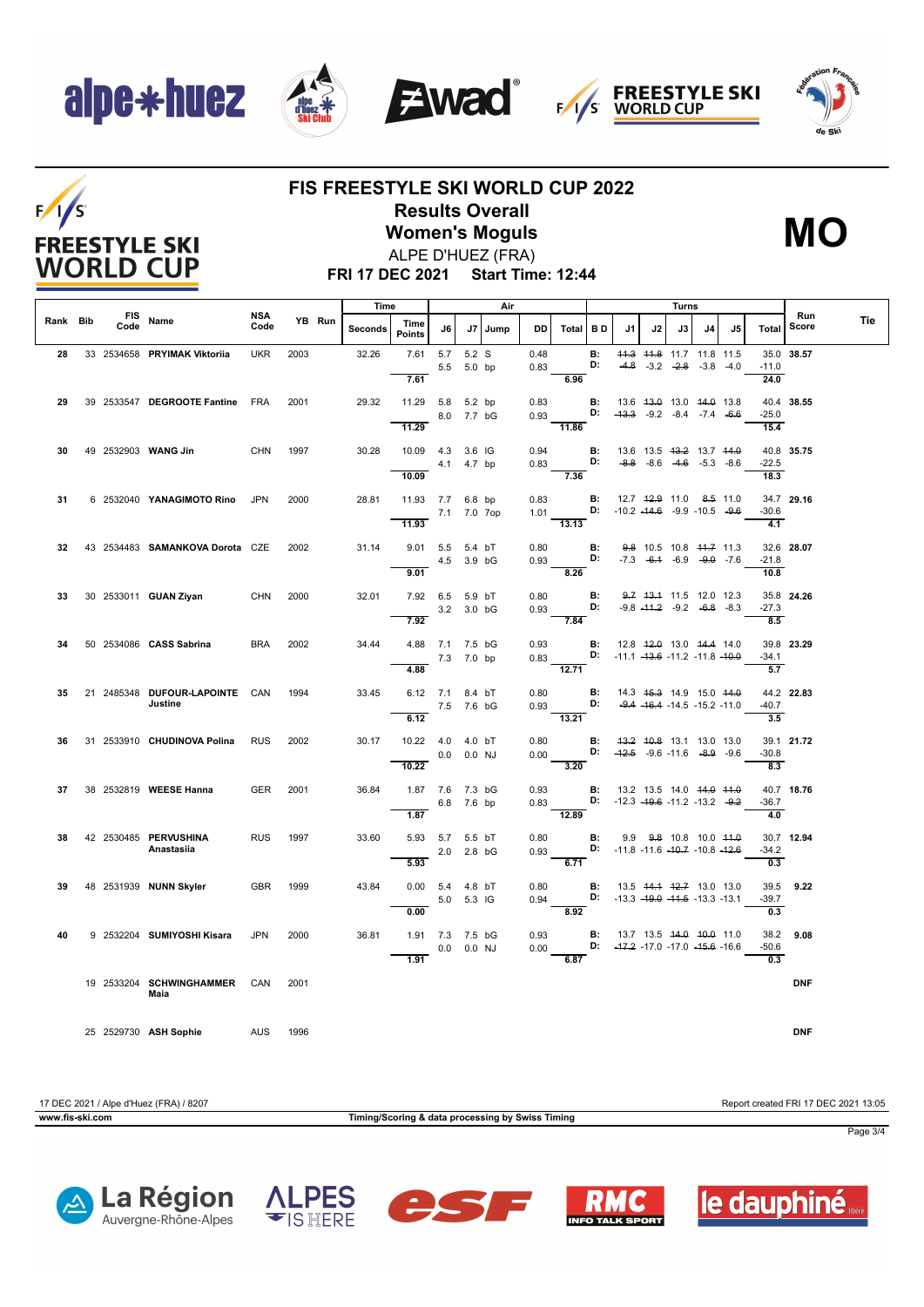# FIS FREESTYLE SKI WORLD CUP 2022

## Results Overall

## Women's Moguls

ALPE D'HUEZ (FRA)

**FRI 17 DEC 2021 Start Time: 12:44**

**MO**

| Rank | Bib | FIS Code | Name | NSA Code | YB | Run | Time Seconds | Time Points | J6 | J7 | Jump | DD | Air Total | B D | J1 | J2 | J3 | J4 | J5 | Turns Total | Run Score | Tie |
|---|---|---|---|---|---|---|---|---|---|---|---|---|---|---|---|---|---|---|---|---|---|---|
| 28 | 33 | 2534658 | PRYIMAK Viktoriia | UKR | 2003 | | 32.26 | 7.61 | 5.7 | 5.2 | S | 0.48 | | B: | 11.3 | 11.8 | 11.7 | 11.8 | 11.5 | 35.0 | 38.57 | |
| | | | | | | | | | 5.5 | 5.0 | bp | 0.83 | | D: | -4.8 | -3.2 | -2.8 | -3.8 | -4.0 | -11.0 | | |
| | | | | | | | | 7.61 | | | | | 6.96 | | | | | | | 24.0 | | |
| 29 | 39 | 2533547 | DEGROOTE Fantine | FRA | 2001 | | 29.32 | 11.29 | 5.8 | 5.2 | bp | 0.83 | | B: | 13.6 | 13.0 | 13.0 | 14.0 | 13.8 | 40.4 | 38.55 | |
| | | | | | | | | | 8.0 | 7.7 | bG | 0.93 | | D: | -13.3 | -9.2 | -8.4 | -7.4 | -6.6 | -25.0 | | |
| | | | | | | | | 11.29 | | | | | 11.86 | | | | | | | 15.4 | | |
| 30 | 49 | 2532903 | WANG Jin | CHN | 1997 | | 30.28 | 10.09 | 4.3 | 3.6 | IG | 0.94 | | B: | 13.6 | 13.5 | 13.2 | 13.7 | 14.0 | 40.8 | 35.75 | |
| | | | | | | | | | 4.1 | 4.7 | bp | 0.83 | | D: | -8.8 | -8.6 | -4.6 | -5.3 | -8.6 | -22.5 | | |
| | | | | | | | | 10.09 | | | | | 7.36 | | | | | | | 18.3 | | |
| 31 | 6 | 2532040 | YANAGIMOTO Rino | JPN | 2000 | | 28.81 | 11.93 | 7.7 | 6.8 | bp | 0.83 | | B: | 12.7 | 12.9 | 11.0 | 8.5 | 11.0 | 34.7 | 29.16 | |
| | | | | | | | | | 7.1 | 7.0 | 7op | 1.01 | | D: | -10.2 | -14.6 | -9.9 | -10.5 | -9.6 | -30.6 | | |
| | | | | | | | | 11.93 | | | | | 13.13 | | | | | | | 4.1 | | |
| 32 | 43 | 2534483 | SAMANKOVA Dorota | CZE | 2002 | | 31.14 | 9.01 | 5.5 | 5.4 | bT | 0.80 | | B: | 9.8 | 10.5 | 10.8 | 11.7 | 11.3 | 32.6 | 28.07 | |
| | | | | | | | | | 4.5 | 3.9 | bG | 0.93 | | D: | -7.3 | -6.1 | -6.9 | -9.0 | -7.6 | -21.8 | | |
| | | | | | | | | 9.01 | | | | | 8.26 | | | | | | | 10.8 | | |
| 33 | 30 | 2533011 | GUAN Ziyan | CHN | 2000 | | 32.01 | 7.92 | 6.5 | 5.9 | bT | 0.80 | | B: | 9.7 | 13.1 | 11.5 | 12.0 | 12.3 | 35.8 | 24.26 | |
| | | | | | | | | | 3.2 | 3.0 | bG | 0.93 | | D: | -9.8 | -11.2 | -9.2 | -6.8 | -8.3 | -27.3 | | |
| | | | | | | | | 7.92 | | | | | 7.84 | | | | | | | 8.5 | | |
| 34 | 50 | 2534086 | CASS Sabrina | BRA | 2002 | | 34.44 | 4.88 | 7.1 | 7.5 | bG | 0.93 | | B: | 12.8 | 12.0 | 13.0 | 14.4 | 14.0 | 39.8 | 23.29 | |
| | | | | | | | | | 7.3 | 7.0 | bp | 0.83 | | D: | -11.1 | -13.6 | -11.2 | -11.8 | -10.0 | -34.1 | | |
| | | | | | | | | 4.88 | | | | | 12.71 | | | | | | | 5.7 | | |
| 35 | 21 | 2485348 | DUFOUR-LAPOINTE Justine | CAN | 1994 | | 33.45 | 6.12 | 7.1 | 8.4 | bT | 0.80 | | B: | 14.3 | 15.3 | 14.9 | 15.0 | 14.0 | 44.2 | 22.83 | |
| | | | | | | | | | 7.5 | 7.6 | bG | 0.93 | | D: | -9.4 | -16.4 | -14.5 | -15.2 | -11.0 | -40.7 | | |
| | | | | | | | | 6.12 | | | | | 13.21 | | | | | | | 3.5 | | |
| 36 | 31 | 2533910 | CHUDINOVA Polina | RUS | 2002 | | 30.17 | 10.22 | 4.0 | 4.0 | bT | 0.80 | | B: | 13.2 | 10.8 | 13.1 | 13.0 | 13.0 | 39.1 | 21.72 | |
| | | | | | | | | | 0.0 | 0.0 | NJ | 0.00 | | D: | -12.5 | -9.6 | -11.6 | -8.9 | -9.6 | -30.8 | | |
| | | | | | | | | 10.22 | | | | | 3.20 | | | | | | | 8.3 | | |
| 37 | 38 | 2532819 | WEESE Hanna | GER | 2001 | | 36.84 | 1.87 | 7.6 | 7.3 | bG | 0.93 | | B: | 13.2 | 13.5 | 14.0 | 14.0 | 11.0 | 40.7 | 18.76 | |
| | | | | | | | | | 6.8 | 7.6 | bp | 0.83 | | D: | -12.3 | -19.6 | -11.2 | -13.2 | -9.2 | -36.7 | | |
| | | | | | | | | 1.87 | | | | | 12.89 | | | | | | | 4.0 | | |
| 38 | 42 | 2530485 | PERVUSHINA Anastasiia | RUS | 1997 | | 33.60 | 5.93 | 5.7 | 5.5 | bT | 0.80 | | B: | 9.9 | 9.8 | 10.8 | 10.0 | 11.0 | 30.7 | 12.94 | |
| | | | | | | | | | 2.0 | 2.8 | bG | 0.93 | | D: | -11.8 | -11.6 | -10.7 | -10.8 | -12.6 | -34.2 | | |
| | | | | | | | | 5.93 | | | | | 6.71 | | | | | | | 0.3 | | |
| 39 | 48 | 2531939 | NUNN Skyler | GBR | 1999 | | 43.84 | 0.00 | 5.4 | 4.8 | bT | 0.80 | | B: | 13.5 | 14.1 | 12.7 | 13.0 | 13.0 | 39.5 | 9.22 | |
| | | | | | | | | | 5.0 | 5.3 | IG | 0.94 | | D: | -13.3 | -19.0 | -11.5 | -13.3 | -13.1 | -39.7 | | |
| | | | | | | | | 0.00 | | | | | 8.92 | | | | | | | 0.3 | | |
| 40 | 9 | 2532204 | SUMIYOSHI Kisara | JPN | 2000 | | 36.81 | 1.91 | 7.3 | 7.5 | bG | 0.93 | | B: | 13.7 | 13.5 | 14.0 | 10.0 | 11.0 | 38.2 | 9.08 | |
| | | | | | | | | | 0.0 | 0.0 | NJ | 0.00 | | D: | -17.2 | -17.0 | -17.0 | -15.6 | -16.6 | -50.6 | | |
| | | | | | | | | 1.91 | | | | | 6.87 | | | | | | | 0.3 | | |
| | 19 | 2533204 | SCHWINGHAMMER Maia | CAN | 2001 | | | | | | | | | | | | | | | | DNF | |
| | 25 | 2529730 | ASH Sophie | AUS | 1996 | | | | | | | | | | | | | | | | DNF | |

17 DEC 2021 / Alpe d'Huez (FRA) / 8207 — Report created FRI 17 DEC 2021 13:05

www.fis-ski.com — Timing/Scoring & data processing by Swiss Timing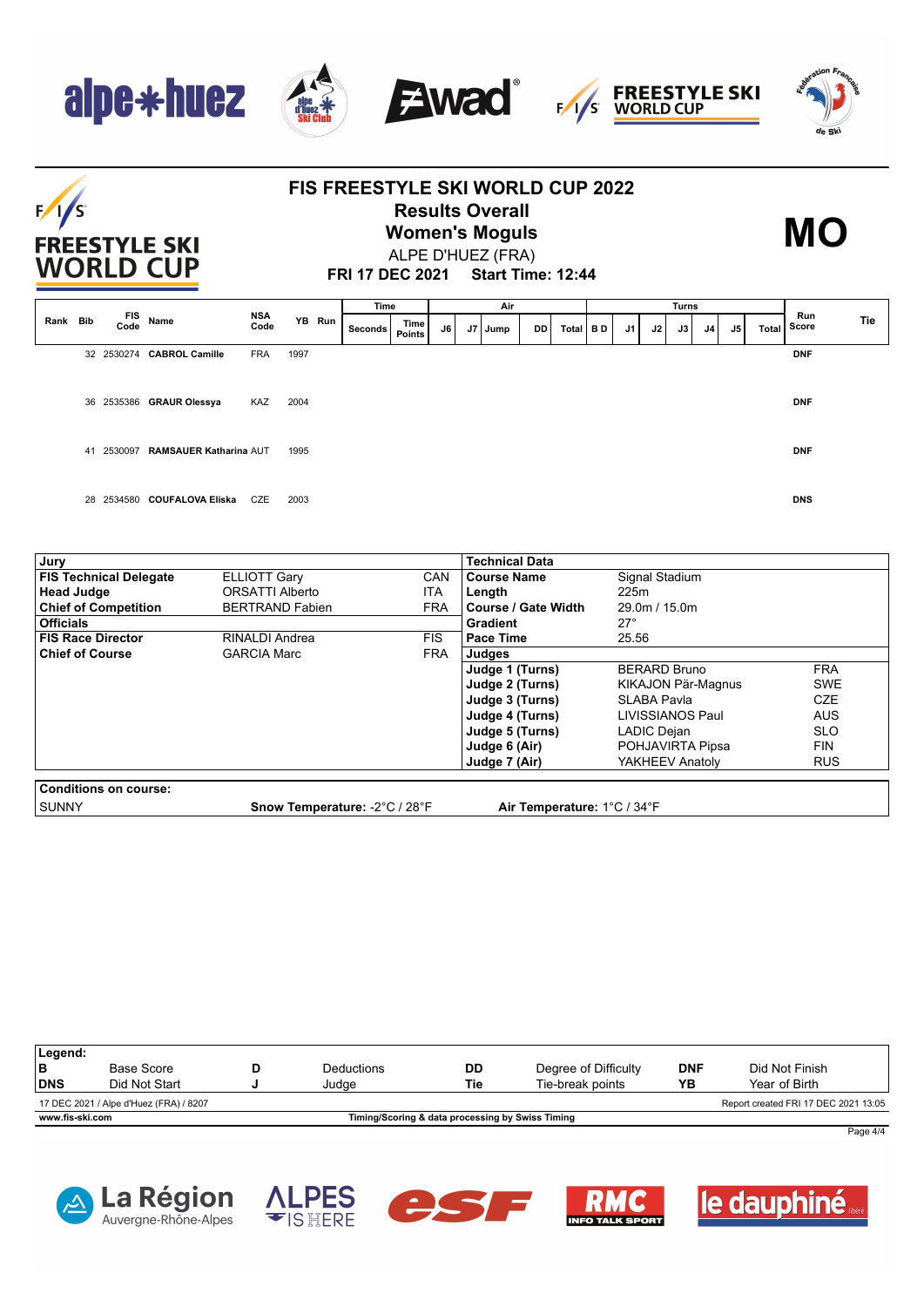# FIS FREESTYLE SKI WORLD CUP 2022

## Results Overall

## Women's Moguls

**MO**

ALPE D'HUEZ (FRA)

**FRI 17 DEC 2021 Start Time: 12:44**

| Rank | Bib | FIS Code | Name | NSA Code | YB | Run | Time Seconds | Time Points | Air J6 | Air J7 | Air Jump | Air DD | Air Total | Turns B D | Turns J1 | Turns J2 | Turns J3 | Turns J4 | Turns J5 | Turns Total | Run Score | Tie |
|---|---|---|---|---|---|---|---|---|---|---|---|---|---|---|---|---|---|---|---|---|---|---|
| | 32 | 2530274 | CABROL Camille | FRA | 1997 | | | | | | | | | | | | | | | | DNF | |
| | 36 | 2535386 | GRAUR Olessya | KAZ | 2004 | | | | | | | | | | | | | | | | DNF | |
| | 41 | 2530097 | RAMSAUER Katharina | AUT | 1995 | | | | | | | | | | | | | | | | DNF | |
| | 28 | 2534580 | COUFALOVA Eliska | CZE | 2003 | | | | | | | | | | | | | | | | DNS | |

| Jury | | |
|---|---|---|
| **FIS Technical Delegate** | ELLIOTT Gary | CAN |
| **Head Judge** | ORSATTI Alberto | ITA |
| **Chief of Competition** | BERTRAND Fabien | FRA |
| **Officials** | | |
| **FIS Race Director** | RINALDI Andrea | FIS |
| **Chief of Course** | GARCIA Marc | FRA |

| Technical Data | | |
|---|---|---|
| **Course Name** | Signal Stadium | |
| **Length** | 225m | |
| **Course / Gate Width** | 29.0m / 15.0m | |
| **Gradient** | 27° | |
| **Pace Time** | 25.56 | |
| **Judges** | | |
| **Judge 1 (Turns)** | BERARD Bruno | FRA |
| **Judge 2 (Turns)** | KIKAJON Pär-Magnus | SWE |
| **Judge 3 (Turns)** | SLABA Pavla | CZE |
| **Judge 4 (Turns)** | LIVISSIANOS Paul | AUS |
| **Judge 5 (Turns)** | LADIC Dejan | SLO |
| **Judge 6 (Air)** | POHJAVIRTA Pipsa | FIN |
| **Judge 7 (Air)** | YAKHEEV Anatoly | RUS |

**Conditions on course:**

SUNNY **Snow Temperature:** -2°C / 28°F **Air Temperature:** 1°C / 34°F

| Legend: | | | | | | | |
|---|---|---|---|---|---|---|---|
| **B** | Base Score | **D** | Deductions | **DD** | Degree of Difficulty | **DNF** | Did Not Finish |
| **DNS** | Did Not Start | **J** | Judge | **Tie** | Tie-break points | **YB** | Year of Birth |

17 DEC 2021 / Alpe d'Huez (FRA) / 8207 Report created FRI 17 DEC 2021 13:05

www.fis-ski.com Timing/Scoring & data processing by Swiss Timing